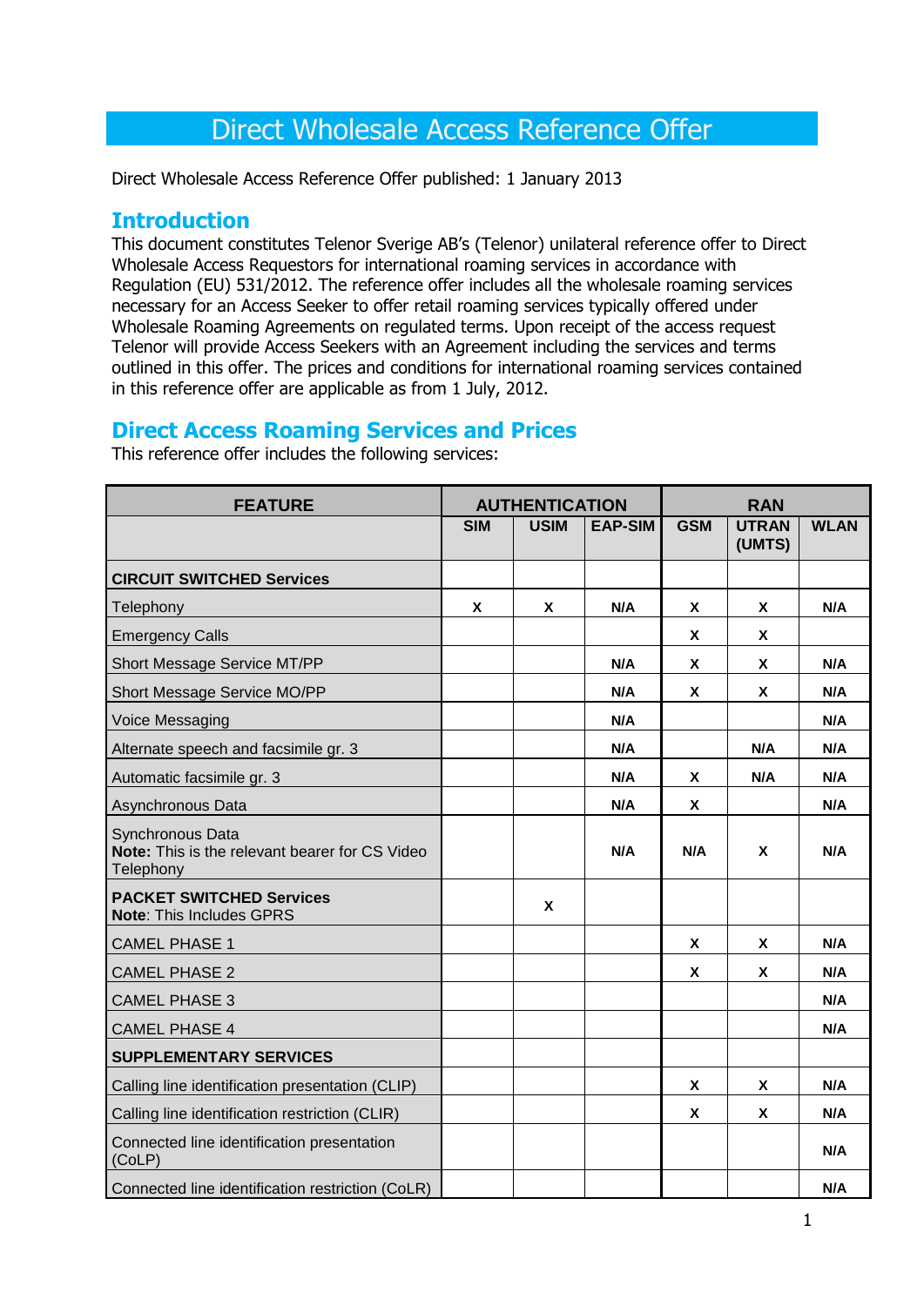# Direct Wholesale Access Reference Offer

Direct Wholesale Access Reference Offer published: 1 January 2013

## Introduction

This document constitutes Telenor Sverige AB's (Telenor) unilateral reference offer to Direct Wholesale Access Requestors for international roaming services in accordance with Regulation (EU) 531/2012. The reference offer includes all the wholesale roaming services necessary for an Access Seeker to offer retail roaming services typically offered under Wholesale Roaming Agreements on regulated terms. Upon receipt of the access request Telenor will provide Access Seekers with an Agreement including the services and terms outlined in this offer. The prices and conditions for international roaming services contained in this reference offer are applicable as from 1 July, 2012.

## Direct Access Roaming Services and Prices

This reference offer includes the following services:

| FEATURE | AUTHENTICATION | | | RAN | | |
|---|---|---|---|---|---|---|
| | SIM | USIM | EAP-SIM | GSM | UTRAN (UMTS) | WLAN |
| **CIRCUIT SWITCHED Services** | | | | | | |
| Telephony | X | X | N/A | X | X | N/A |
| Emergency Calls | | | | X | X | |
| Short Message Service MT/PP | | | N/A | X | X | N/A |
| Short Message Service MO/PP | | | N/A | X | X | N/A |
| Voice Messaging | | | N/A | | | N/A |
| Alternate speech and facsimile gr. 3 | | | N/A | | N/A | N/A |
| Automatic facsimile gr. 3 | | | N/A | X | N/A | N/A |
| Asynchronous Data | | | N/A | X | | N/A |
| Synchronous Data **Note:** This is the relevant bearer for CS Video Telephony | | | N/A | N/A | X | N/A |
| **PACKET SWITCHED Services** **Note**: This Includes GPRS | | X | | | | |
| CAMEL PHASE 1 | | | | X | X | N/A |
| CAMEL PHASE 2 | | | | X | X | N/A |
| CAMEL PHASE 3 | | | | | | N/A |
| CAMEL PHASE 4 | | | | | | N/A |
| **SUPPLEMENTARY SERVICES** | | | | | | |
| Calling line identification presentation (CLIP) | | | | X | X | N/A |
| Calling line identification restriction (CLIR) | | | | X | X | N/A |
| Connected line identification presentation (CoLP) | | | | | | N/A |
| Connected line identification restriction (CoLR) | | | | | | N/A |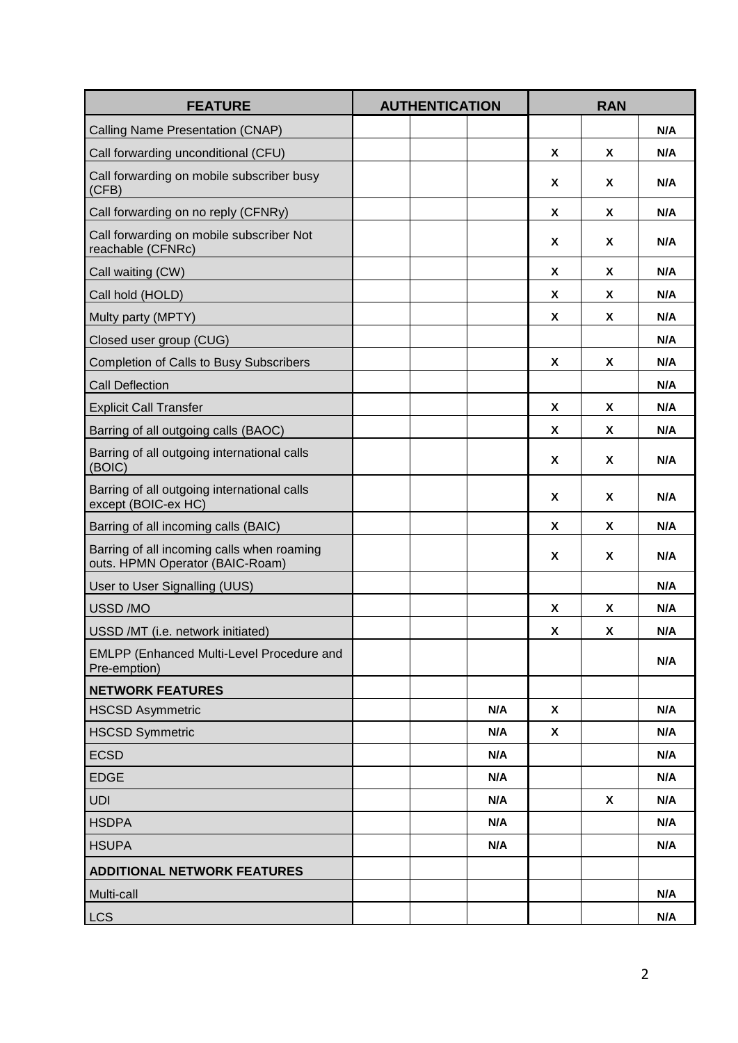| FEATURE | AUTHENTICATION | | | RAN | | |
|---|---|---|---|---|---|---|
| Calling Name Presentation (CNAP) | | | | | | N/A |
| Call forwarding unconditional (CFU) | | | | X | X | N/A |
| Call forwarding on mobile subscriber busy (CFB) | | | | X | X | N/A |
| Call forwarding on no reply (CFNRy) | | | | X | X | N/A |
| Call forwarding on mobile subscriber Not reachable (CFNRc) | | | | X | X | N/A |
| Call waiting (CW) | | | | X | X | N/A |
| Call hold (HOLD) | | | | X | X | N/A |
| Multy party (MPTY) | | | | X | X | N/A |
| Closed user group (CUG) | | | | | | N/A |
| Completion of Calls to Busy Subscribers | | | | X | X | N/A |
| Call Deflection | | | | | | N/A |
| Explicit Call Transfer | | | | X | X | N/A |
| Barring of all outgoing calls (BAOC) | | | | X | X | N/A |
| Barring of all outgoing international calls (BOIC) | | | | X | X | N/A |
| Barring of all outgoing international calls except (BOIC-ex HC) | | | | X | X | N/A |
| Barring of all incoming calls (BAIC) | | | | X | X | N/A |
| Barring of all incoming calls when roaming outs. HPMN Operator (BAIC-Roam) | | | | X | X | N/A |
| User to User Signalling (UUS) | | | | | | N/A |
| USSD /MO | | | | X | X | N/A |
| USSD /MT (i.e. network initiated) | | | | X | X | N/A |
| EMLPP (Enhanced Multi-Level Procedure and Pre-emption) | | | | | | N/A |
| **NETWORK FEATURES** | | | | | | |
| HSCSD Asymmetric | | | N/A | X | | N/A |
| HSCSD Symmetric | | | N/A | X | | N/A |
| ECSD | | | N/A | | | N/A |
| EDGE | | | N/A | | | N/A |
| UDI | | | N/A | | X | N/A |
| HSDPA | | | N/A | | | N/A |
| HSUPA | | | N/A | | | N/A |
| **ADDITIONAL NETWORK FEATURES** | | | | | | |
| Multi-call | | | | | | N/A |
| LCS | | | | | | N/A |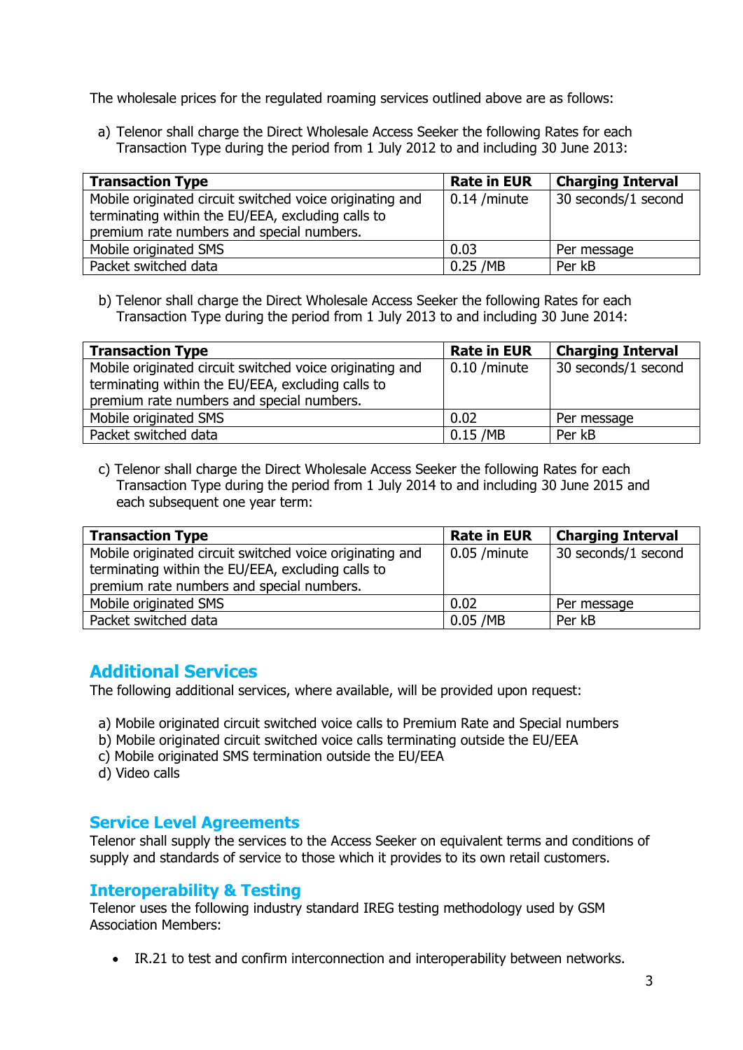The wholesale prices for the regulated roaming services outlined above are as follows:

a) Telenor shall charge the Direct Wholesale Access Seeker the following Rates for each Transaction Type during the period from 1 July 2012 to and including 30 June 2013:

| Transaction Type | Rate in EUR | Charging Interval |
|---|---|---|
| Mobile originated circuit switched voice originating and terminating within the EU/EEA, excluding calls to premium rate numbers and special numbers. | 0.14 /minute | 30 seconds/1 second |
| Mobile originated SMS | 0.03 | Per message |
| Packet switched data | 0.25 /MB | Per kB |

b) Telenor shall charge the Direct Wholesale Access Seeker the following Rates for each Transaction Type during the period from 1 July 2013 to and including 30 June 2014:

| Transaction Type | Rate in EUR | Charging Interval |
|---|---|---|
| Mobile originated circuit switched voice originating and terminating within the EU/EEA, excluding calls to premium rate numbers and special numbers. | 0.10 /minute | 30 seconds/1 second |
| Mobile originated SMS | 0.02 | Per message |
| Packet switched data | 0.15 /MB | Per kB |

c) Telenor shall charge the Direct Wholesale Access Seeker the following Rates for each Transaction Type during the period from 1 July 2014 to and including 30 June 2015 and each subsequent one year term:

| Transaction Type | Rate in EUR | Charging Interval |
|---|---|---|
| Mobile originated circuit switched voice originating and terminating within the EU/EEA, excluding calls to premium rate numbers and special numbers. | 0.05 /minute | 30 seconds/1 second |
| Mobile originated SMS | 0.02 | Per message |
| Packet switched data | 0.05 /MB | Per kB |

## Additional Services

The following additional services, where available, will be provided upon request:

a) Mobile originated circuit switched voice calls to Premium Rate and Special numbers
b) Mobile originated circuit switched voice calls terminating outside the EU/EEA
c) Mobile originated SMS termination outside the EU/EEA
d) Video calls

## Service Level Agreements

Telenor shall supply the services to the Access Seeker on equivalent terms and conditions of supply and standards of service to those which it provides to its own retail customers.

## Interoperability & Testing

Telenor uses the following industry standard IREG testing methodology used by GSM Association Members:

- IR.21 to test and confirm interconnection and interoperability between networks.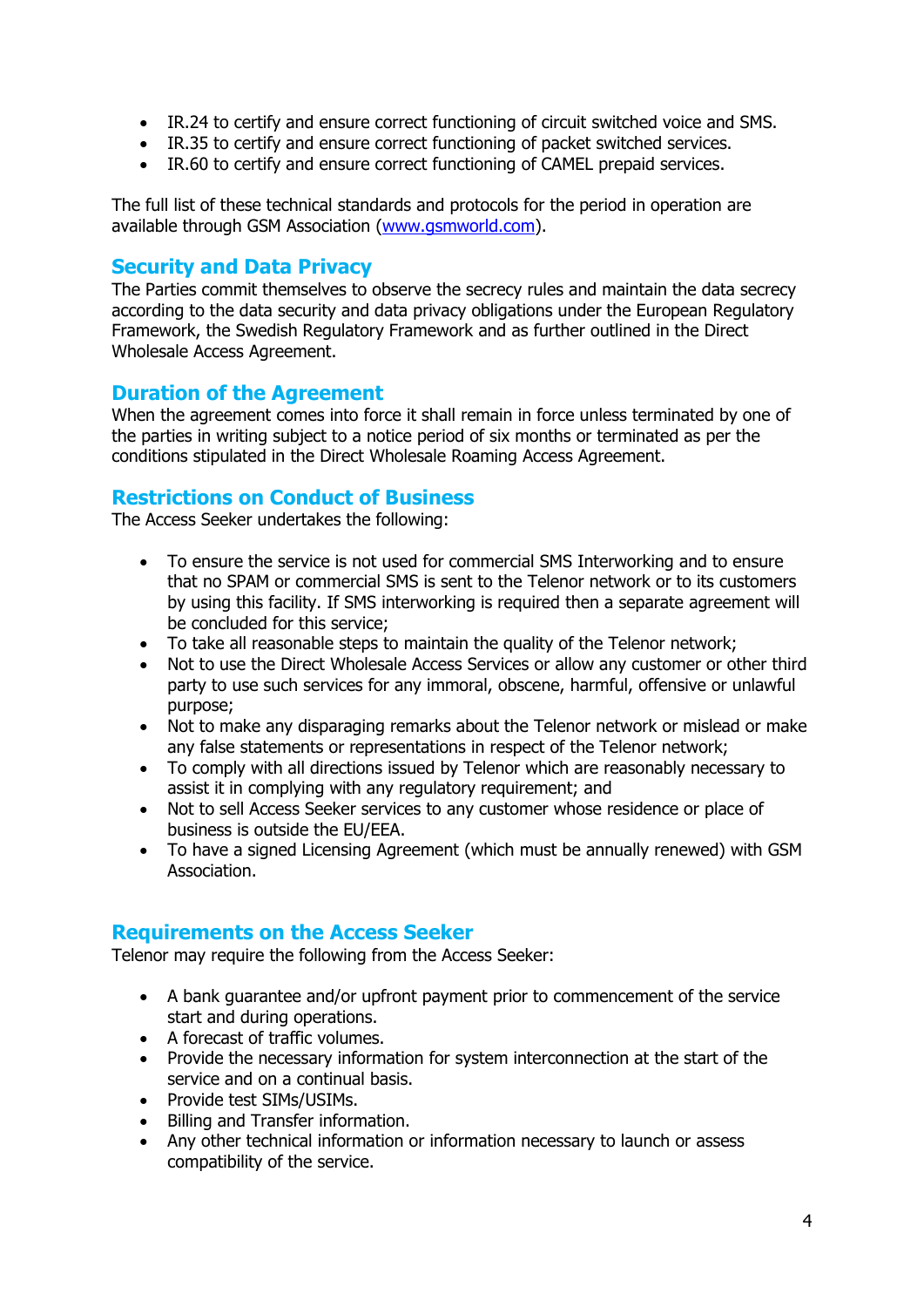- IR.24 to certify and ensure correct functioning of circuit switched voice and SMS.
- IR.35 to certify and ensure correct functioning of packet switched services.
- IR.60 to certify and ensure correct functioning of CAMEL prepaid services.

The full list of these technical standards and protocols for the period in operation are available through GSM Association (www.gsmworld.com).

## Security and Data Privacy

The Parties commit themselves to observe the secrecy rules and maintain the data secrecy according to the data security and data privacy obligations under the European Regulatory Framework, the Swedish Regulatory Framework and as further outlined in the Direct Wholesale Access Agreement.

## Duration of the Agreement

When the agreement comes into force it shall remain in force unless terminated by one of the parties in writing subject to a notice period of six months or terminated as per the conditions stipulated in the Direct Wholesale Roaming Access Agreement.

## Restrictions on Conduct of Business

The Access Seeker undertakes the following:

- To ensure the service is not used for commercial SMS Interworking and to ensure that no SPAM or commercial SMS is sent to the Telenor network or to its customers by using this facility. If SMS interworking is required then a separate agreement will be concluded for this service;
- To take all reasonable steps to maintain the quality of the Telenor network;
- Not to use the Direct Wholesale Access Services or allow any customer or other third party to use such services for any immoral, obscene, harmful, offensive or unlawful purpose;
- Not to make any disparaging remarks about the Telenor network or mislead or make any false statements or representations in respect of the Telenor network;
- To comply with all directions issued by Telenor which are reasonably necessary to assist it in complying with any regulatory requirement; and
- Not to sell Access Seeker services to any customer whose residence or place of business is outside the EU/EEA.
- To have a signed Licensing Agreement (which must be annually renewed) with GSM Association.

## Requirements on the Access Seeker

Telenor may require the following from the Access Seeker:

- A bank guarantee and/or upfront payment prior to commencement of the service start and during operations.
- A forecast of traffic volumes.
- Provide the necessary information for system interconnection at the start of the service and on a continual basis.
- Provide test SIMs/USIMs.
- Billing and Transfer information.
- Any other technical information or information necessary to launch or assess compatibility of the service.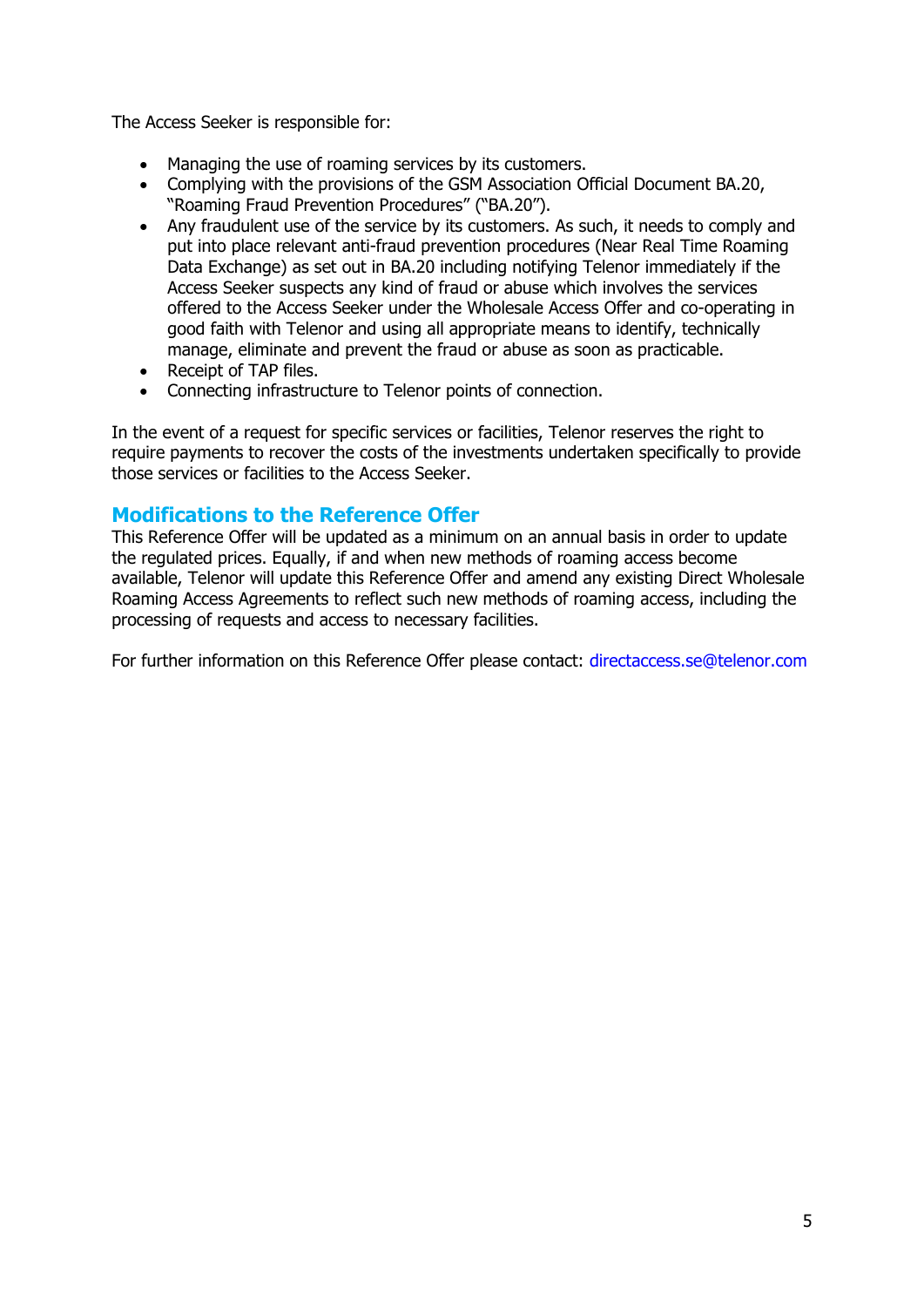The Access Seeker is responsible for:

- Managing the use of roaming services by its customers.
- Complying with the provisions of the GSM Association Official Document BA.20, "Roaming Fraud Prevention Procedures" ("BA.20").
- Any fraudulent use of the service by its customers. As such, it needs to comply and put into place relevant anti-fraud prevention procedures (Near Real Time Roaming Data Exchange) as set out in BA.20 including notifying Telenor immediately if the Access Seeker suspects any kind of fraud or abuse which involves the services offered to the Access Seeker under the Wholesale Access Offer and co-operating in good faith with Telenor and using all appropriate means to identify, technically manage, eliminate and prevent the fraud or abuse as soon as practicable.
- Receipt of TAP files.
- Connecting infrastructure to Telenor points of connection.

In the event of a request for specific services or facilities, Telenor reserves the right to require payments to recover the costs of the investments undertaken specifically to provide those services or facilities to the Access Seeker.

## Modifications to the Reference Offer

This Reference Offer will be updated as a minimum on an annual basis in order to update the regulated prices. Equally, if and when new methods of roaming access become available, Telenor will update this Reference Offer and amend any existing Direct Wholesale Roaming Access Agreements to reflect such new methods of roaming access, including the processing of requests and access to necessary facilities.

For further information on this Reference Offer please contact: directaccess.se@telenor.com